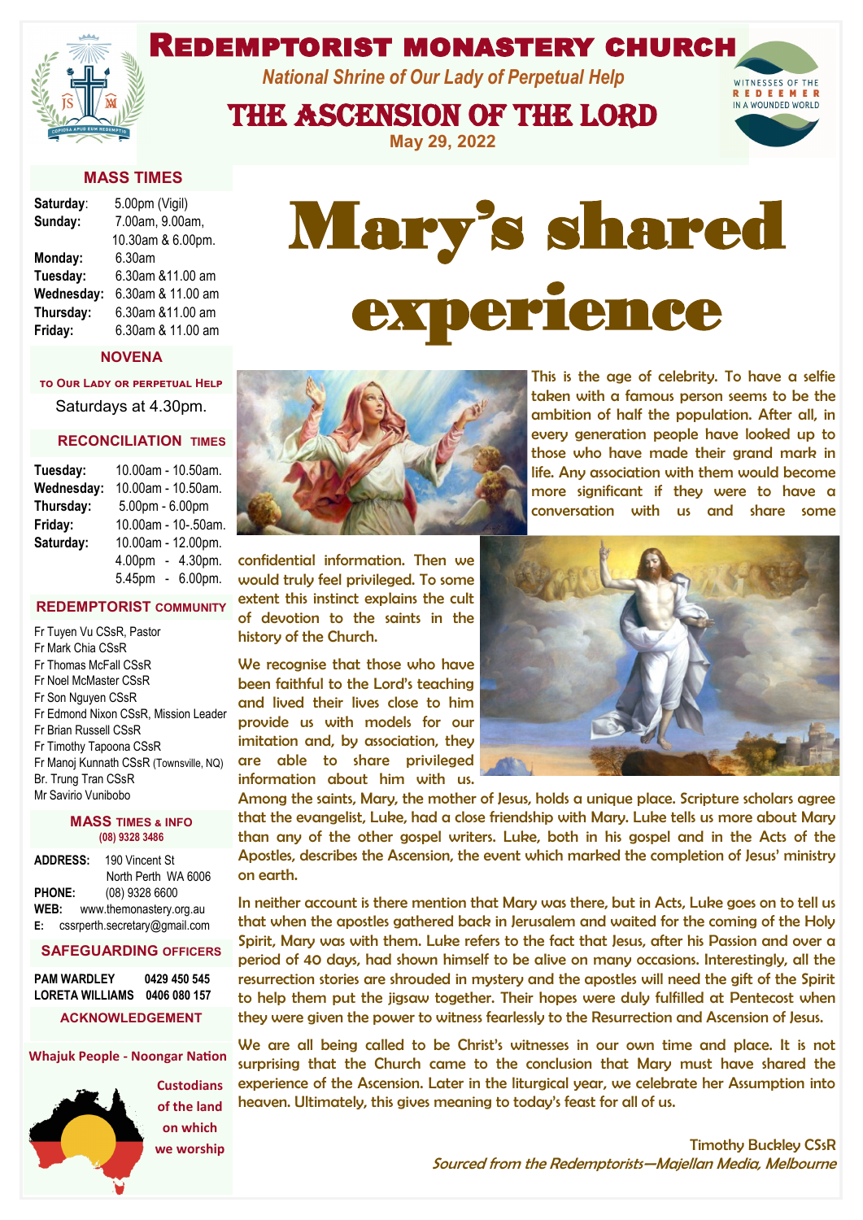# Redemptorist Monastery Church

*National Shrine of Our Lady of Perpetual Help*

## The Ascension of the Lord

May 29, 2022

WITNESSES OF THE REDEEMER IN A WOUNDED WORLD

### MASS TIMES

| | |
|---|---|
| **Saturday**: | 5.00pm (Vigil) |
| **Sunday:** | 7.00am, 9.00am, 10.30am & 6.00pm. |
| **Monday:** | 6.30am |
| **Tuesday:** | 6.30am &11.00 am |
| **Wednesday:** | 6.30am & 11.00 am |
| **Thursday:** | 6.30am &11.00 am |
| **Friday:** | 6.30am & 11.00 am |

### NOVENA

TO OUR LADY OR PERPETUAL HELP

Saturdays at 4.30pm.

### RECONCILIATION TIMES

| | |
|---|---|
| **Tuesday:** | 10.00am - 10.50am. |
| **Wednesday:** | 10.00am - 10.50am. |
| **Thursday:** | 5.00pm - 6.00pm |
| **Friday:** | 10.00am - 10-.50am. |
| **Saturday:** | 10.00am - 12.00pm. |
| | 4.00pm - 4.30pm. |
| | 5.45pm - 6.00pm. |

### REDEMPTORIST COMMUNITY

Fr Tuyen Vu CSsR, Pastor
Fr Mark Chia CSsR
Fr Thomas McFall CSsR
Fr Noel McMaster CSsR
Fr Son Nguyen CSsR
Fr Edmond Nixon CSsR, Mission Leader
Fr Brian Russell CSsR
Fr Timothy Tapoona CSsR
Fr Manoj Kunnath CSsR (Townsville, NQ)
Br. Trung Tran CSsR
Mr Savirio Vunibobo

### MASS TIMES & INFO

(08) 9328 3486

**ADDRESS:** 190 Vincent St
North Perth WA 6006
**PHONE:** (08) 9328 6600
**WEB:** www.themonastery.org.au
**E:** cssrperth.secretary@gmail.com

### SAFEGUARDING OFFICERS

**PAM WARDLEY** 0429 450 545
**LORETA WILLIAMS** 0406 080 157

### ACKNOWLEDGEMENT

**Whajuk People - Noongar Nation**

**Custodians of the land on which we worship**

# Mary's shared experience

This is the age of celebrity. To have a selfie taken with a famous person seems to be the ambition of half the population. After all, in every generation people have looked up to those who have made their grand mark in life. Any association with them would become more significant if they were to have a conversation with us and share some confidential information. Then we would truly feel privileged. To some extent this instinct explains the cult of devotion to the saints in the history of the Church.

We recognise that those who have been faithful to the Lord's teaching and lived their lives close to him provide us with models for our imitation and, by association, they are able to share privileged information about him with us.

Among the saints, Mary, the mother of Jesus, holds a unique place. Scripture scholars agree that the evangelist, Luke, had a close friendship with Mary. Luke tells us more about Mary than any of the other gospel writers. Luke, both in his gospel and in the Acts of the Apostles, describes the Ascension, the event which marked the completion of Jesus' ministry on earth.

In neither account is there mention that Mary was there, but in Acts, Luke goes on to tell us that when the apostles gathered back in Jerusalem and waited for the coming of the Holy Spirit, Mary was with them. Luke refers to the fact that Jesus, after his Passion and over a period of 40 days, had shown himself to be alive on many occasions. Interestingly, all the resurrection stories are shrouded in mystery and the apostles will need the gift of the Spirit to help them put the jigsaw together. Their hopes were duly fulfilled at Pentecost when they were given the power to witness fearlessly to the Resurrection and Ascension of Jesus.

We are all being called to be Christ's witnesses in our own time and place. It is not surprising that the Church came to the conclusion that Mary must have shared the experience of the Ascension. Later in the liturgical year, we celebrate her Assumption into heaven. Ultimately, this gives meaning to today's feast for all of us.

Timothy Buckley CSsR
*Sourced from the Redemptorists—Majellan Media, Melbourne*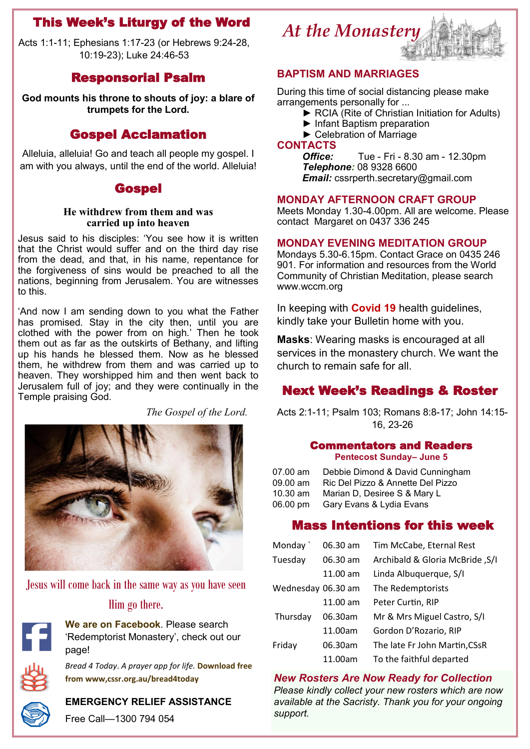## This Week's Liturgy of the Word

Acts 1:1-11; Ephesians 1:17-23 (or Hebrews 9:24-28, 10:19-23); Luke 24:46-53

## Responsorial Psalm

**God mounts his throne to shouts of joy: a blare of trumpets for the Lord.**

## Gospel Acclamation

Alleluia, alleluia! Go and teach all people my gospel. I am with you always, until the end of the world. Alleluia!

## Gospel

**He withdrew from them and was carried up into heaven**

Jesus said to his disciples: 'You see how it is written that the Christ would suffer and on the third day rise from the dead, and that, in his name, repentance for the forgiveness of sins would be preached to all the nations, beginning from Jerusalem. You are witnesses to this.

'And now I am sending down to you what the Father has promised. Stay in the city then, until you are clothed with the power from on high.' Then he took them out as far as the outskirts of Bethany, and lifting up his hands he blessed them. Now as he blessed them, he withdrew from them and was carried up to heaven. They worshipped him and then went back to Jerusalem full of joy; and they were continually in the Temple praising God.

*The Gospel of the Lord.*

Jesus will come back in the same way as you have seen Him go there.

**We are on Facebook**. Please search 'Redemptorist Monastery', check out our page!

*Bread 4 Today. A prayer app for life.* **Download free from www,cssr.org.au/bread4today**

**EMERGENCY RELIEF ASSISTANCE**

Free Call—1300 794 054

# At the Monastery

### BAPTISM AND MARRIAGES

During this time of social distancing please make arrangements personally for ...

- RCIA (Rite of Christian Initiation for Adults)
- Infant Baptism preparation
- Celebration of Marriage

### CONTACTS

***Office:*** Tue - Fri - 8.30 am - 12.30pm
***Telephone:*** 08 9328 6600
***Email:*** cssrperth.secretary@gmail.com

### MONDAY AFTERNOON CRAFT GROUP

Meets Monday 1.30-4.00pm. All are welcome. Please contact Margaret on 0437 336 245

### MONDAY EVENING MEDITATION GROUP

Mondays 5.30-6.15pm. Contact Grace on 0435 246 901. For information and resources from the World Community of Christian Meditation, please search www.wccm.org

In keeping with **Covid 19** health guidelines, kindly take your Bulletin home with you.

**Masks**: Wearing masks is encouraged at all services in the monastery church. We want the church to remain safe for all.

## Next Week's Readings & Roster

Acts 2:1-11; Psalm 103; Romans 8:8-17; John 14:15-16, 23-26

### Commentators and Readers

**Pentecost Sunday– June 5**

| | |
|---|---|
| 07.00 am | Debbie Dimond & David Cunningham |
| 09.00 am | Ric Del Pizzo & Annette Del Pizzo |
| 10.30 am | Marian D, Desiree S & Mary L |
| 06.00 pm | Gary Evans & Lydia Evans |

## Mass Intentions for this week

| | | |
|---|---|---|
| Monday ` | 06.30 am | Tim McCabe, Eternal Rest |
| Tuesday | 06.30 am | Archibald & Gloria McBride ,S/I |
| | 11.00 am | Linda Albuquerque, S/I |
| Wednesday | 06.30 am | The Redemptorists |
| | 11.00 am | Peter Curtin, RIP |
| Thursday | 06.30am | Mr & Mrs Miguel Castro, S/I |
| | 11.00am | Gordon D'Rozario, RIP |
| Friday | 06.30am | The late Fr John Martin,CSsR |
| | 11.00am | To the faithful departed |

***New Rosters Are Now Ready for Collection***

*Please kindly collect your new rosters which are now available at the Sacristy. Thank you for your ongoing support.*